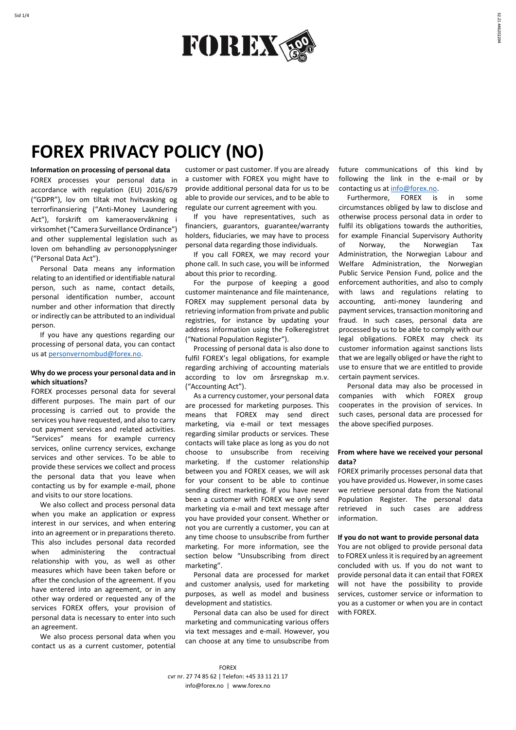# FOREX PRIVACY POLICY (NO)

**Information on processing of personal data**

FOREX processes your personal data in accordance with regulation (EU) 2016/679 ("GDPR"), lov om tiltak mot hvitvasking og terrorfinansiering ("Anti-Money Laundering Act"), forskrift om kameraovervåkning i virksomhet ("Camera Surveillance Ordinance") and other supplemental legislation such as loven om behandling av personopplysninger ("Personal Data Act").

Personal Data means any information relating to an identified or identifiable natural person, such as name, contact details, personal identification number, account number and other information that directly or indirectly can be attributed to an individual person.

If you have any questions regarding our processing of personal data, you can contact us at personvernombud@forex.no.

**Why do we process your personal data and in which situations?**

FOREX processes personal data for several different purposes. The main part of our processing is carried out to provide the services you have requested, and also to carry out payment services and related activities. "Services" means for example currency services, online currency services, exchange services and other services. To be able to provide these services we collect and process the personal data that you leave when contacting us by for example e-mail, phone and visits to our store locations.

We also collect and process personal data when you make an application or express interest in our services, and when entering into an agreement or in preparations thereto. This also includes personal data recorded when administering the contractual relationship with you, as well as other measures which have been taken before or after the conclusion of the agreement. If you have entered into an agreement, or in any other way ordered or requested any of the services FOREX offers, your provision of personal data is necessary to enter into such an agreement.

We also process personal data when you contact us as a current customer, potential customer or past customer. If you are already a customer with FOREX you might have to provide additional personal data for us to be able to provide our services, and to be able to regulate our current agreement with you.

If you have representatives, such as financiers, guarantors, guarantee/warranty holders, fiduciaries, we may have to process personal data regarding those individuals.

If you call FOREX, we may record your phone call. In such case, you will be informed about this prior to recording.

For the purpose of keeping a good customer maintenance and file maintenance, FOREX may supplement personal data by retrieving information from private and public registries, for instance by updating your address information using the Folkeregistret ("National Population Register").

Processing of personal data is also done to fulfil FOREX's legal obligations, for example regarding archiving of accounting materials according to lov om årsregnskap m.v. ("Accounting Act").

As a currency customer, your personal data are processed for marketing purposes. This means that FOREX may send direct marketing, via e-mail or text messages regarding similar products or services. These contacts will take place as long as you do not choose to unsubscribe from receiving marketing. If the customer relationship between you and FOREX ceases, we will ask for your consent to be able to continue sending direct marketing. If you have never been a customer with FOREX we only send marketing via e-mail and text message after you have provided your consent. Whether or not you are currently a customer, you can at any time choose to unsubscribe from further marketing. For more information, see the section below "Unsubscribing from direct marketing".

Personal data are processed for market and customer analysis, used for marketing purposes, as well as model and business development and statistics.

Personal data can also be used for direct marketing and communicating various offers via text messages and e-mail. However, you can choose at any time to unsubscribe from future communications of this kind by following the link in the e-mail or by contacting us at info@forex.no.

Furthermore, FOREX is in some circumstances obliged by law to disclose and otherwise process personal data in order to fulfil its obligations towards the authorities, for example Financial Supervisory Authority of Norway, the Norwegian Tax Administration, the Norwegian Labour and Welfare Administration, the Norwegian Public Service Pension Fund, police and the enforcement authorities, and also to comply with laws and regulations relating to accounting, anti-money laundering and payment services, transaction monitoring and fraud. In such cases, personal data are processed by us to be able to comply with our legal obligations. FOREX may check its customer information against sanctions lists that we are legally obliged or have the right to use to ensure that we are entitled to provide certain payment services.

Personal data may also be processed in companies with which FOREX group cooperates in the provision of services. In such cases, personal data are processed for the above specified purposes.

**From where have we received your personal data?**

FOREX primarily processes personal data that you have provided us. However, in some cases we retrieve personal data from the National Population Register. The personal data retrieved in such cases are address information.

**If you do not want to provide personal data**

You are not obliged to provide personal data to FOREX unless it is required by an agreement concluded with us. If you do not want to provide personal data it can entail that FOREX will not have the possibility to provide services, customer service or information to you as a customer or when you are in contact with FOREX.

FOREX
cvr nr. 27 74 85 62 | Telefon: +45 33 11 21 17
info@forex.no | www.forex.no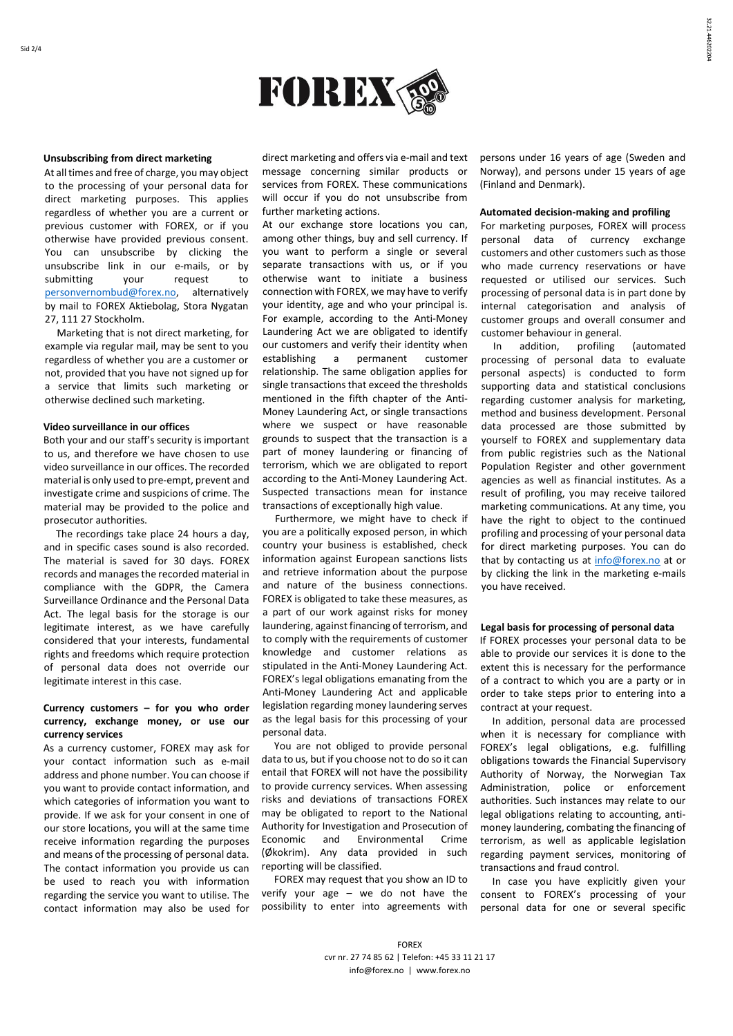### Unsubscribing from direct marketing

At all times and free of charge, you may object to the processing of your personal data for direct marketing purposes. This applies regardless of whether you are a current or previous customer with FOREX, or if you otherwise have provided previous consent. You can unsubscribe by clicking the unsubscribe link in our e-mails, or by submitting your request to personvernombud@forex.no, alternatively by mail to FOREX Aktiebolag, Stora Nygatan 27, 111 27 Stockholm.

Marketing that is not direct marketing, for example via regular mail, may be sent to you regardless of whether you are a customer or not, provided that you have not signed up for a service that limits such marketing or otherwise declined such marketing.

### Video surveillance in our offices

Both your and our staff's security is important to us, and therefore we have chosen to use video surveillance in our offices. The recorded material is only used to pre-empt, prevent and investigate crime and suspicions of crime. The material may be provided to the police and prosecutor authorities.

The recordings take place 24 hours a day, and in specific cases sound is also recorded. The material is saved for 30 days. FOREX records and manages the recorded material in compliance with the GDPR, the Camera Surveillance Ordinance and the Personal Data Act. The legal basis for the storage is our legitimate interest, as we have carefully considered that your interests, fundamental rights and freedoms which require protection of personal data does not override our legitimate interest in this case.

### Currency customers – for you who order currency, exchange money, or use our currency services

As a currency customer, FOREX may ask for your contact information such as e-mail address and phone number. You can choose if you want to provide contact information, and which categories of information you want to provide. If we ask for your consent in one of our store locations, you will at the same time receive information regarding the purposes and means of the processing of personal data. The contact information you provide us can be used to reach you with information regarding the service you want to utilise. The contact information may also be used for direct marketing and offers via e-mail and text message concerning similar products or services from FOREX. These communications will occur if you do not unsubscribe from further marketing actions.

At our exchange store locations you can, among other things, buy and sell currency. If you want to perform a single or several separate transactions with us, or if you otherwise want to initiate a business connection with FOREX, we may have to verify your identity, age and who your principal is. For example, according to the Anti-Money Laundering Act we are obligated to identify our customers and verify their identity when establishing a permanent customer relationship. The same obligation applies for single transactions that exceed the thresholds mentioned in the fifth chapter of the Anti-Money Laundering Act, or single transactions where we suspect or have reasonable grounds to suspect that the transaction is a part of money laundering or financing of terrorism, which we are obligated to report according to the Anti-Money Laundering Act. Suspected transactions mean for instance transactions of exceptionally high value.

Furthermore, we might have to check if you are a politically exposed person, in which country your business is established, check information against European sanctions lists and retrieve information about the purpose and nature of the business connections. FOREX is obligated to take these measures, as a part of our work against risks for money laundering, against financing of terrorism, and to comply with the requirements of customer knowledge and customer relations as stipulated in the Anti-Money Laundering Act. FOREX's legal obligations emanating from the Anti-Money Laundering Act and applicable legislation regarding money laundering serves as the legal basis for this processing of your personal data.

You are not obliged to provide personal data to us, but if you choose not to do so it can entail that FOREX will not have the possibility to provide currency services. When assessing risks and deviations of transactions FOREX may be obligated to report to the National Authority for Investigation and Prosecution of Economic and Environmental Crime (Økokrim). Any data provided in such reporting will be classified.

FOREX may request that you show an ID to verify your age – we do not have the possibility to enter into agreements with persons under 16 years of age (Sweden and Norway), and persons under 15 years of age (Finland and Denmark).

### Automated decision-making and profiling

For marketing purposes, FOREX will process personal data of currency exchange customers and other customers such as those who made currency reservations or have requested or utilised our services. Such processing of personal data is in part done by internal categorisation and analysis of customer groups and overall consumer and customer behaviour in general.

In addition, profiling (automated processing of personal data to evaluate personal aspects) is conducted to form supporting data and statistical conclusions regarding customer analysis for marketing, method and business development. Personal data processed are those submitted by yourself to FOREX and supplementary data from public registries such as the National Population Register and other government agencies as well as financial institutes. As a result of profiling, you may receive tailored marketing communications. At any time, you have the right to object to the continued profiling and processing of your personal data for direct marketing purposes. You can do that by contacting us at info@forex.no at or by clicking the link in the marketing e-mails you have received.

### Legal basis for processing of personal data

If FOREX processes your personal data to be able to provide our services it is done to the extent this is necessary for the performance of a contract to which you are a party or in order to take steps prior to entering into a contract at your request.

In addition, personal data are processed when it is necessary for compliance with FOREX's legal obligations, e.g. fulfilling obligations towards the Financial Supervisory Authority of Norway, the Norwegian Tax Administration, police or enforcement authorities. Such instances may relate to our legal obligations relating to accounting, anti-money laundering, combating the financing of terrorism, as well as applicable legislation regarding payment services, monitoring of transactions and fraud control.

In case you have explicitly given your consent to FOREX's processing of your personal data for one or several specific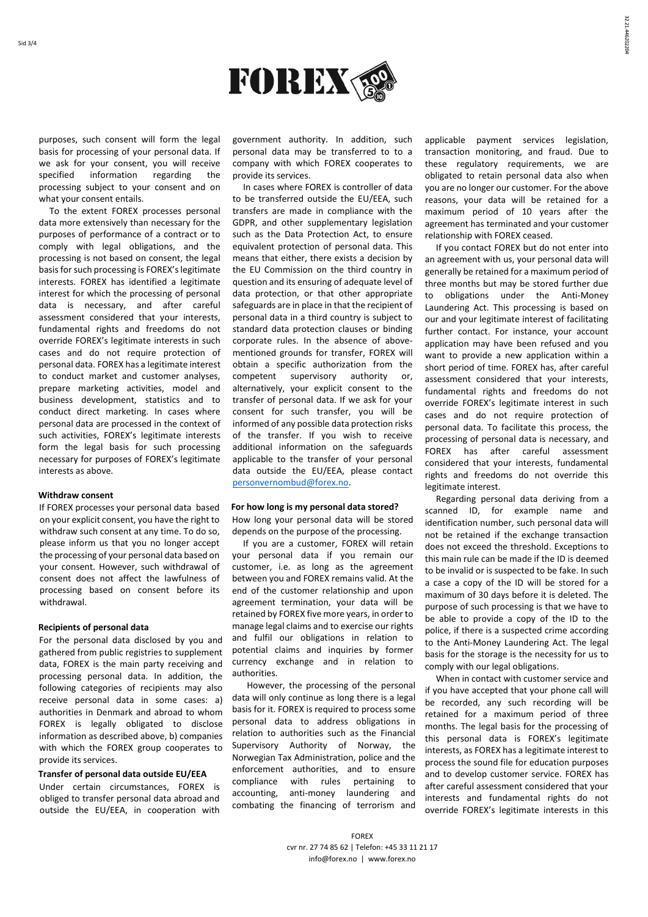purposes, such consent will form the legal basis for processing of your personal data. If we ask for your consent, you will receive specified information regarding the processing subject to your consent and on what your consent entails.

To the extent FOREX processes personal data more extensively than necessary for the purposes of performance of a contract or to comply with legal obligations, and the processing is not based on consent, the legal basis for such processing is FOREX's legitimate interests. FOREX has identified a legitimate interest for which the processing of personal data is necessary, and after careful assessment considered that your interests, fundamental rights and freedoms do not override FOREX's legitimate interests in such cases and do not require protection of personal data. FOREX has a legitimate interest to conduct market and customer analyses, prepare marketing activities, model and business development, statistics and to conduct direct marketing. In cases where personal data are processed in the context of such activities, FOREX's legitimate interests form the legal basis for such processing necessary for purposes of FOREX's legitimate interests as above.

### Withdraw consent

If FOREX processes your personal data based on your explicit consent, you have the right to withdraw such consent at any time. To do so, please inform us that you no longer accept the processing of your personal data based on your consent. However, such withdrawal of consent does not affect the lawfulness of processing based on consent before its withdrawal.

### Recipients of personal data

For the personal data disclosed by you and gathered from public registries to supplement data, FOREX is the main party receiving and processing personal data. In addition, the following categories of recipients may also receive personal data in some cases: a) authorities in Denmark and abroad to whom FOREX is legally obligated to disclose information as described above, b) companies with which the FOREX group cooperates to provide its services.

### Transfer of personal data outside EU/EEA

Under certain circumstances, FOREX is obliged to transfer personal data abroad and outside the EU/EEA, in cooperation with government authority. In addition, such personal data may be transferred to to a company with which FOREX cooperates to provide its services.

In cases where FOREX is controller of data to be transferred outside the EU/EEA, such transfers are made in compliance with the GDPR, and other supplementary legislation such as the Data Protection Act, to ensure equivalent protection of personal data. This means that either, there exists a decision by the EU Commission on the third country in question and its ensuring of adequate level of data protection, or that other appropriate safeguards are in place in that the recipient of personal data in a third country is subject to standard data protection clauses or binding corporate rules. In the absence of above-mentioned grounds for transfer, FOREX will obtain a specific authorization from the competent supervisory authority or, alternatively, your explicit consent to the transfer of personal data. If we ask for your consent for such transfer, you will be informed of any possible data protection risks of the transfer. If you wish to receive additional information on the safeguards applicable to the transfer of your personal data outside the EU/EEA, please contact personvernombud@forex.no.

### For how long is my personal data stored?

How long your personal data will be stored depends on the purpose of the processing.

If you are a customer, FOREX will retain your personal data if you remain our customer, i.e. as long as the agreement between you and FOREX remains valid. At the end of the customer relationship and upon agreement termination, your data will be retained by FOREX five more years, in order to manage legal claims and to exercise our rights and fulfil our obligations in relation to potential claims and inquiries by former currency exchange and in relation to authorities.

However, the processing of the personal data will only continue as long there is a legal basis for it. FOREX is required to process some personal data to address obligations in relation to authorities such as the Financial Supervisory Authority of Norway, the Norwegian Tax Administration, police and the enforcement authorities, and to ensure compliance with rules pertaining to accounting, anti-money laundering and combating the financing of terrorism and applicable payment services legislation, transaction monitoring, and fraud. Due to these regulatory requirements, we are obligated to retain personal data also when you are no longer our customer. For the above reasons, your data will be retained for a maximum period of 10 years after the agreement has terminated and your customer relationship with FOREX ceased.

If you contact FOREX but do not enter into an agreement with us, your personal data will generally be retained for a maximum period of three months but may be stored further due to obligations under the Anti-Money Laundering Act. This processing is based on our and your legitimate interest of facilitating further contact. For instance, your account application may have been refused and you want to provide a new application within a short period of time. FOREX has, after careful assessment considered that your interests, fundamental rights and freedoms do not override FOREX's legitimate interest in such cases and do not require protection of personal data. To facilitate this process, the processing of personal data is necessary, and FOREX has after careful assessment considered that your interests, fundamental rights and freedoms do not override this legitimate interest.

Regarding personal data deriving from a scanned ID, for example name and identification number, such personal data will not be retained if the exchange transaction does not exceed the threshold. Exceptions to this main rule can be made if the ID is deemed to be invalid or is suspected to be fake. In such a case a copy of the ID will be stored for a maximum of 30 days before it is deleted. The purpose of such processing is that we have to be able to provide a copy of the ID to the police, if there is a suspected crime according to the Anti-Money Laundering Act. The legal basis for the storage is the necessity for us to comply with our legal obligations.

When in contact with customer service and if you have accepted that your phone call will be recorded, any such recording will be retained for a maximum period of three months. The legal basis for the processing of this personal data is FOREX's legitimate interests, as FOREX has a legitimate interest to process the sound file for education purposes and to develop customer service. FOREX has after careful assessment considered that your interests and fundamental rights do not override FOREX's legitimate interests in this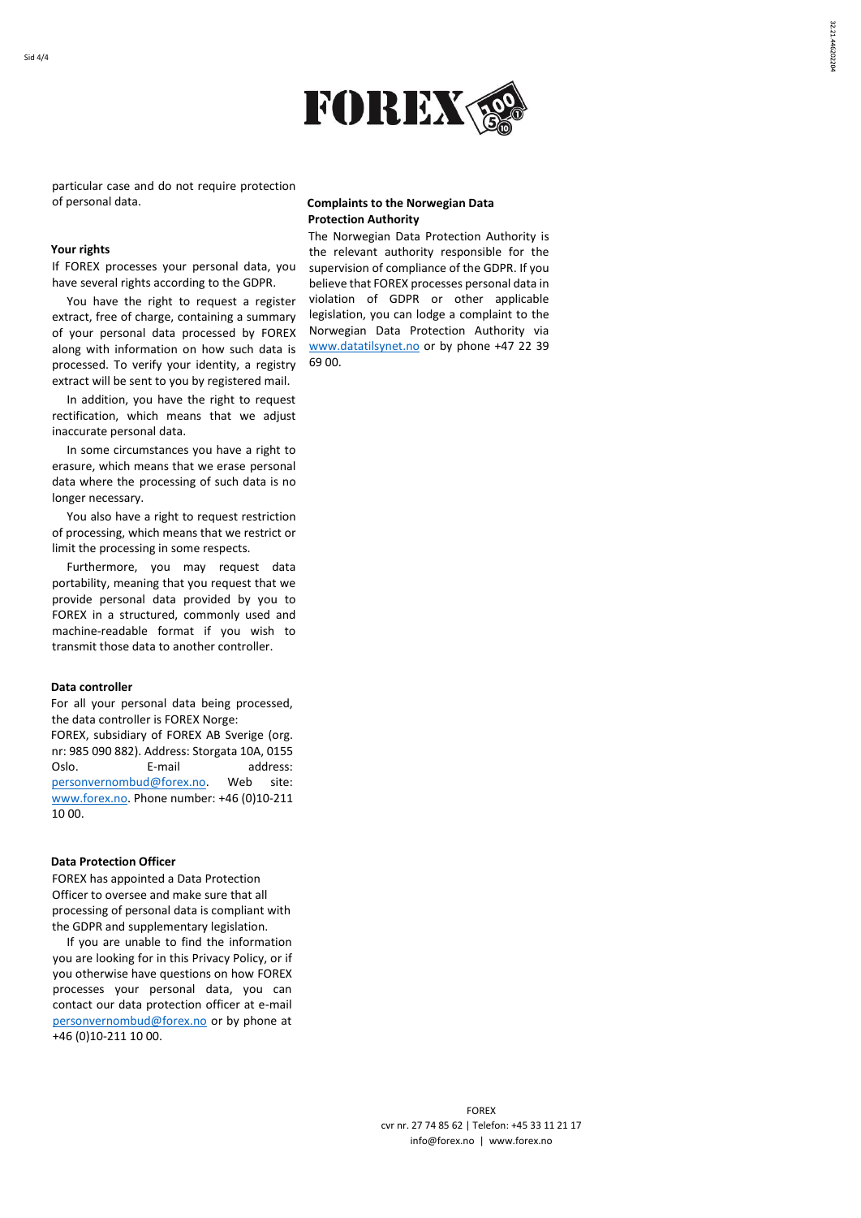particular case and do not require protection of personal data.

### Your rights

If FOREX processes your personal data, you have several rights according to the GDPR.

You have the right to request a register extract, free of charge, containing a summary of your personal data processed by FOREX along with information on how such data is processed. To verify your identity, a registry extract will be sent to you by registered mail.

In addition, you have the right to request rectification, which means that we adjust inaccurate personal data.

In some circumstances you have a right to erasure, which means that we erase personal data where the processing of such data is no longer necessary.

You also have a right to request restriction of processing, which means that we restrict or limit the processing in some respects.

Furthermore, you may request data portability, meaning that you request that we provide personal data provided by you to FOREX in a structured, commonly used and machine-readable format if you wish to transmit those data to another controller.

### Data controller

For all your personal data being processed, the data controller is FOREX Norge:
FOREX, subsidiary of FOREX AB Sverige (org. nr: 985 090 882). Address: Storgata 10A, 0155 Oslo. E-mail address: personvernombud@forex.no. Web site: www.forex.no. Phone number: +46 (0)10-211 10 00.

### Data Protection Officer

FOREX has appointed a Data Protection Officer to oversee and make sure that all processing of personal data is compliant with the GDPR and supplementary legislation.

If you are unable to find the information you are looking for in this Privacy Policy, or if you otherwise have questions on how FOREX processes your personal data, you can contact our data protection officer at e-mail personvernombud@forex.no or by phone at +46 (0)10-211 10 00.

### Complaints to the Norwegian Data Protection Authority

The Norwegian Data Protection Authority is the relevant authority responsible for the supervision of compliance of the GDPR. If you believe that FOREX processes personal data in violation of GDPR or other applicable legislation, you can lodge a complaint to the Norwegian Data Protection Authority via www.datatilsynet.no or by phone +47 22 39 69 00.